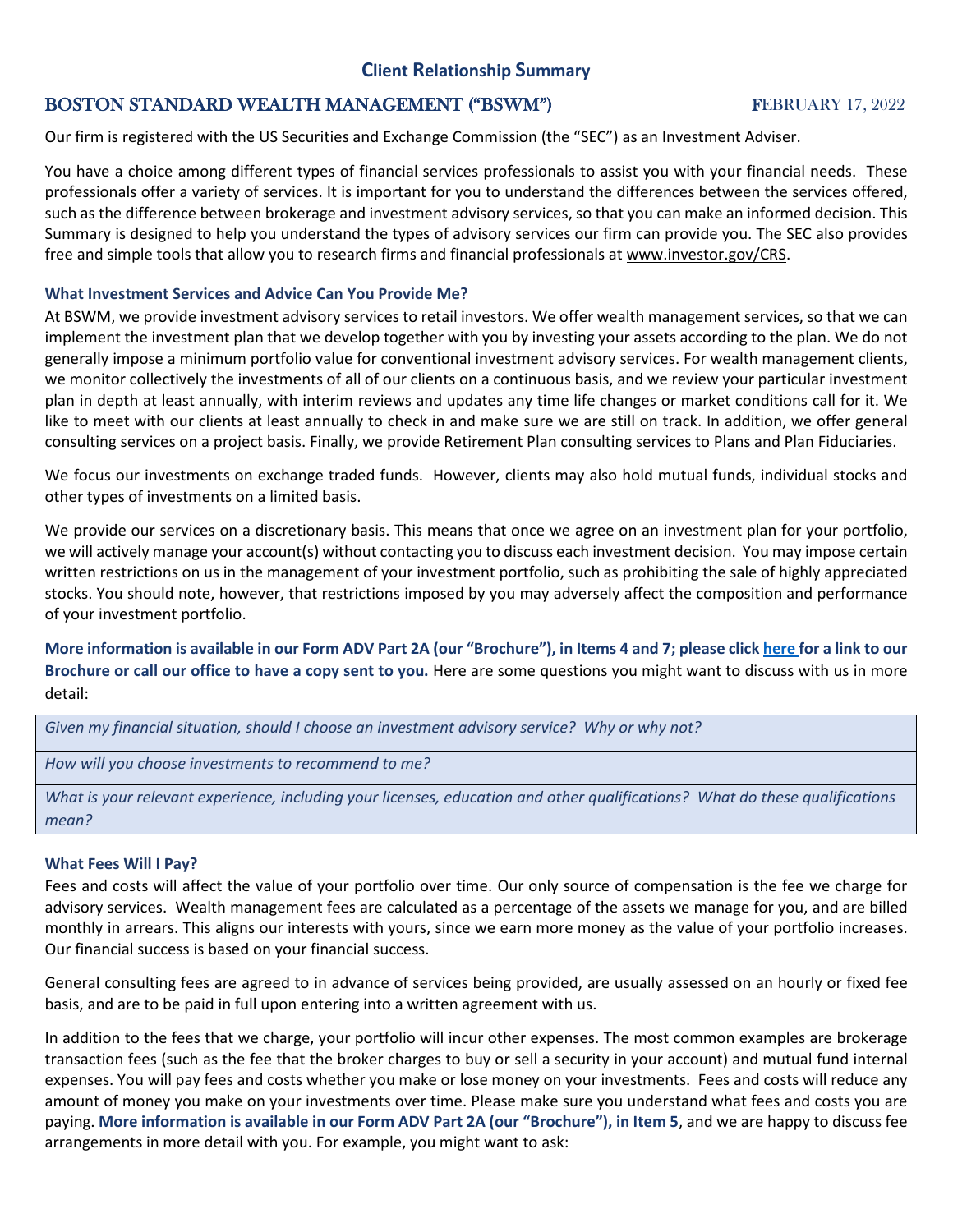## Client Relationship Summary

## BOSTON STANDARD WEALTH MANAGEMENT ("BSWM") FEBRUARY 17, 2022

Our firm is registered with the US Securities and Exchange Commission (the "SEC") as an Investment Adviser.

You have a choice among different types of financial services professionals to assist you with your financial needs. These professionals offer a variety of services. It is important for you to understand the differences between the services offered, such as the difference between brokerage and investment advisory services, so that you can make an informed decision. This Summary is designed to help you understand the types of advisory services our firm can provide you. The SEC also provides free and simple tools that allow you to research firms and financial professionals at www.investor.gov/CRS.

### What Investment Services and Advice Can You Provide Me?

At BSWM, we provide investment advisory services to retail investors. We offer wealth management services, so that we can implement the investment plan that we develop together with you by investing your assets according to the plan. We do not generally impose a minimum portfolio value for conventional investment advisory services. For wealth management clients, we monitor collectively the investments of all of our clients on a continuous basis, and we review your particular investment plan in depth at least annually, with interim reviews and updates any time life changes or market conditions call for it. We like to meet with our clients at least annually to check in and make sure we are still on track. In addition, we offer general consulting services on a project basis. Finally, we provide Retirement Plan consulting services to Plans and Plan Fiduciaries.

We focus our investments on exchange traded funds. However, clients may also hold mutual funds, individual stocks and other types of investments on a limited basis.

We provide our services on a discretionary basis. This means that once we agree on an investment plan for your portfolio, we will actively manage your account(s) without contacting you to discuss each investment decision. You may impose certain written restrictions on us in the management of your investment portfolio, such as prohibiting the sale of highly appreciated stocks. You should note, however, that restrictions imposed by you may adversely affect the composition and performance of your investment portfolio.

**More information is available in our Form ADV Part 2A (our "Brochure"), in Items 4 and 7; please click here for a link to our Brochure or call our office to have a copy sent to you.** Here are some questions you might want to discuss with us in more detail:

| *Given my financial situation, should I choose an investment advisory service? Why or why not?* |
|---|
| *How will you choose investments to recommend to me?* |
| *What is your relevant experience, including your licenses, education and other qualifications? What do these qualifications mean?* |

### What Fees Will I Pay?

Fees and costs will affect the value of your portfolio over time. Our only source of compensation is the fee we charge for advisory services. Wealth management fees are calculated as a percentage of the assets we manage for you, and are billed monthly in arrears. This aligns our interests with yours, since we earn more money as the value of your portfolio increases. Our financial success is based on your financial success.

General consulting fees are agreed to in advance of services being provided, are usually assessed on an hourly or fixed fee basis, and are to be paid in full upon entering into a written agreement with us.

In addition to the fees that we charge, your portfolio will incur other expenses. The most common examples are brokerage transaction fees (such as the fee that the broker charges to buy or sell a security in your account) and mutual fund internal expenses. You will pay fees and costs whether you make or lose money on your investments. Fees and costs will reduce any amount of money you make on your investments over time. Please make sure you understand what fees and costs you are paying. **More information is available in our Form ADV Part 2A (our "Brochure"), in Item 5**, and we are happy to discuss fee arrangements in more detail with you. For example, you might want to ask: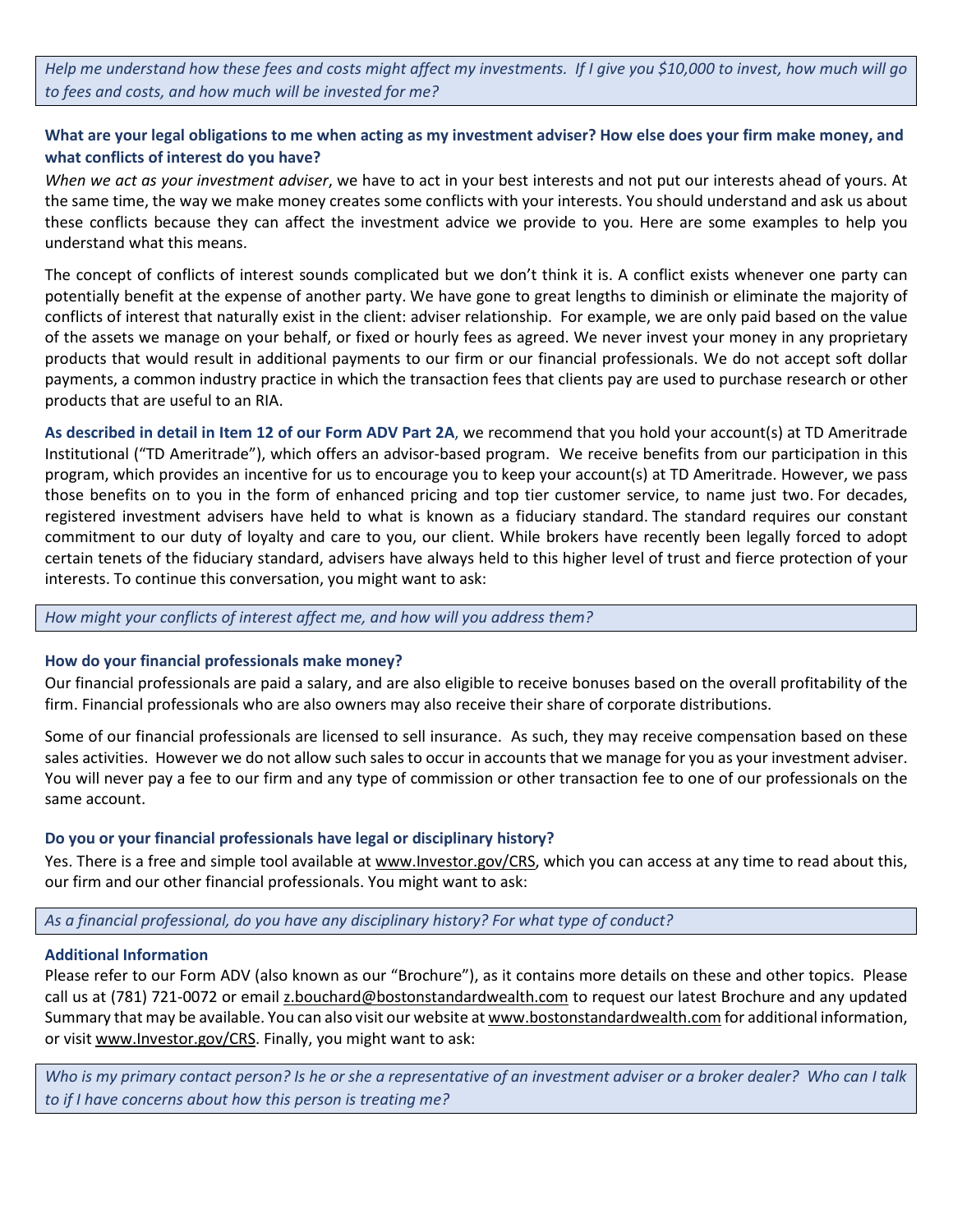*Help me understand how these fees and costs might affect my investments. If I give you $10,000 to invest, how much will go to fees and costs, and how much will be invested for me?*

### What are your legal obligations to me when acting as my investment adviser? How else does your firm make money, and what conflicts of interest do you have?

*When we act as your investment adviser*, we have to act in your best interests and not put our interests ahead of yours. At the same time, the way we make money creates some conflicts with your interests. You should understand and ask us about these conflicts because they can affect the investment advice we provide to you. Here are some examples to help you understand what this means.

The concept of conflicts of interest sounds complicated but we don't think it is. A conflict exists whenever one party can potentially benefit at the expense of another party. We have gone to great lengths to diminish or eliminate the majority of conflicts of interest that naturally exist in the client: adviser relationship. For example, we are only paid based on the value of the assets we manage on your behalf, or fixed or hourly fees as agreed. We never invest your money in any proprietary products that would result in additional payments to our firm or our financial professionals. We do not accept soft dollar payments, a common industry practice in which the transaction fees that clients pay are used to purchase research or other products that are useful to an RIA.

**As described in detail in Item 12 of our Form ADV Part 2A**, we recommend that you hold your account(s) at TD Ameritrade Institutional ("TD Ameritrade"), which offers an advisor-based program. We receive benefits from our participation in this program, which provides an incentive for us to encourage you to keep your account(s) at TD Ameritrade. However, we pass those benefits on to you in the form of enhanced pricing and top tier customer service, to name just two. For decades, registered investment advisers have held to what is known as a fiduciary standard. The standard requires our constant commitment to our duty of loyalty and care to you, our client. While brokers have recently been legally forced to adopt certain tenets of the fiduciary standard, advisers have always held to this higher level of trust and fierce protection of your interests. To continue this conversation, you might want to ask:

*How might your conflicts of interest affect me, and how will you address them?*

### How do your financial professionals make money?

Our financial professionals are paid a salary, and are also eligible to receive bonuses based on the overall profitability of the firm. Financial professionals who are also owners may also receive their share of corporate distributions.

Some of our financial professionals are licensed to sell insurance. As such, they may receive compensation based on these sales activities. However we do not allow such sales to occur in accounts that we manage for you as your investment adviser. You will never pay a fee to our firm and any type of commission or other transaction fee to one of our professionals on the same account.

### Do you or your financial professionals have legal or disciplinary history?

Yes. There is a free and simple tool available at www.Investor.gov/CRS, which you can access at any time to read about this, our firm and our other financial professionals. You might want to ask:

*As a financial professional, do you have any disciplinary history? For what type of conduct?*

### Additional Information

Please refer to our Form ADV (also known as our "Brochure"), as it contains more details on these and other topics. Please call us at (781) 721-0072 or email z.bouchard@bostonstandardwealth.com to request our latest Brochure and any updated Summary that may be available. You can also visit our website at www.bostonstandardwealth.com for additional information, or visit www.Investor.gov/CRS. Finally, you might want to ask:

*Who is my primary contact person? Is he or she a representative of an investment adviser or a broker dealer? Who can I talk to if I have concerns about how this person is treating me?*